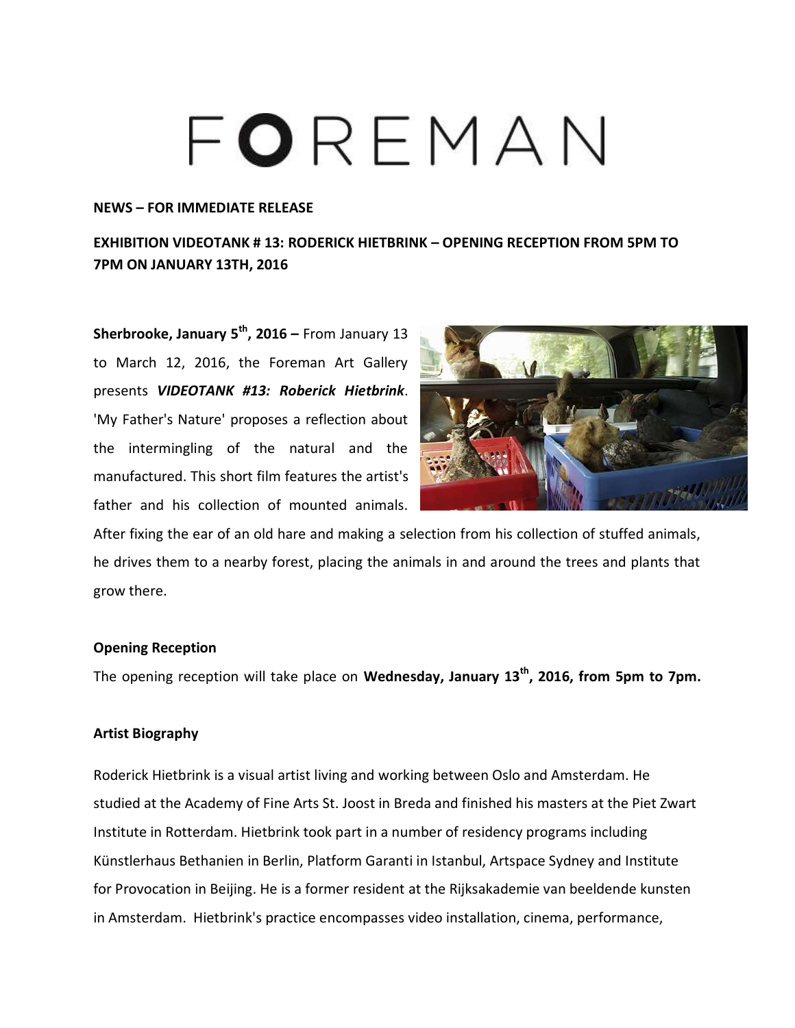# FOREMAN

**NEWS – FOR IMMEDIATE RELEASE**

**EXHIBITION VIDEOTANK # 13: RODERICK HIETBRINK – OPENING RECEPTION FROM 5PM TO 7PM ON JANUARY 13TH, 2016**

**Sherbrooke, January 5th, 2016 –** From January 13 to March 12, 2016, the Foreman Art Gallery presents ***VIDEOTANK #13: Roberick Hietbrink***. 'My Father's Nature' proposes a reflection about the intermingling of the natural and the manufactured. This short film features the artist's father and his collection of mounted animals. After fixing the ear of an old hare and making a selection from his collection of stuffed animals, he drives them to a nearby forest, placing the animals in and around the trees and plants that grow there.

**Opening Reception**

The opening reception will take place on **Wednesday, January 13th, 2016, from 5pm to 7pm.**

**Artist Biography**

Roderick Hietbrink is a visual artist living and working between Oslo and Amsterdam. He studied at the Academy of Fine Arts St. Joost in Breda and finished his masters at the Piet Zwart Institute in Rotterdam. Hietbrink took part in a number of residency programs including Künstlerhaus Bethanien in Berlin, Platform Garanti in Istanbul, Artspace Sydney and Institute for Provocation in Beijing. He is a former resident at the Rijksakademie van beeldende kunsten in Amsterdam. Hietbrink's practice encompasses video installation, cinema, performance,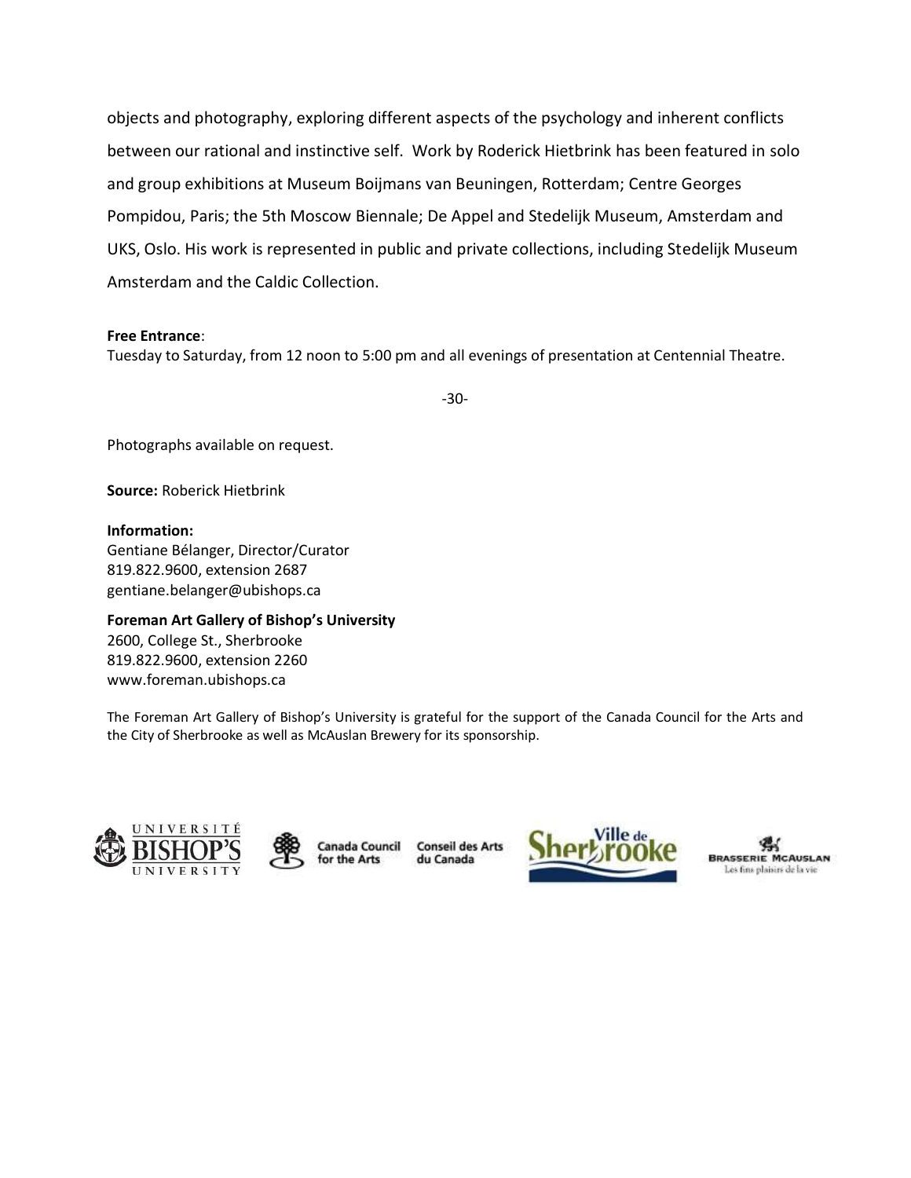objects and photography, exploring different aspects of the psychology and inherent conflicts between our rational and instinctive self. Work by Roderick Hietbrink has been featured in solo and group exhibitions at Museum Boijmans van Beuningen, Rotterdam; Centre Georges Pompidou, Paris; the 5th Moscow Biennale; De Appel and Stedelijk Museum, Amsterdam and UKS, Oslo. His work is represented in public and private collections, including Stedelijk Museum Amsterdam and the Caldic Collection.

**Free Entrance**:
Tuesday to Saturday, from 12 noon to 5:00 pm and all evenings of presentation at Centennial Theatre.

-30-

Photographs available on request.

**Source:** Roberick Hietbrink

**Information:**
Gentiane Bélanger, Director/Curator
819.822.9600, extension 2687
gentiane.belanger@ubishops.ca

**Foreman Art Gallery of Bishop's University**
2600, College St., Sherbrooke
819.822.9600, extension 2260
www.foreman.ubishops.ca

The Foreman Art Gallery of Bishop's University is grateful for the support of the Canada Council for the Arts and the City of Sherbrooke as well as McAuslan Brewery for its sponsorship.